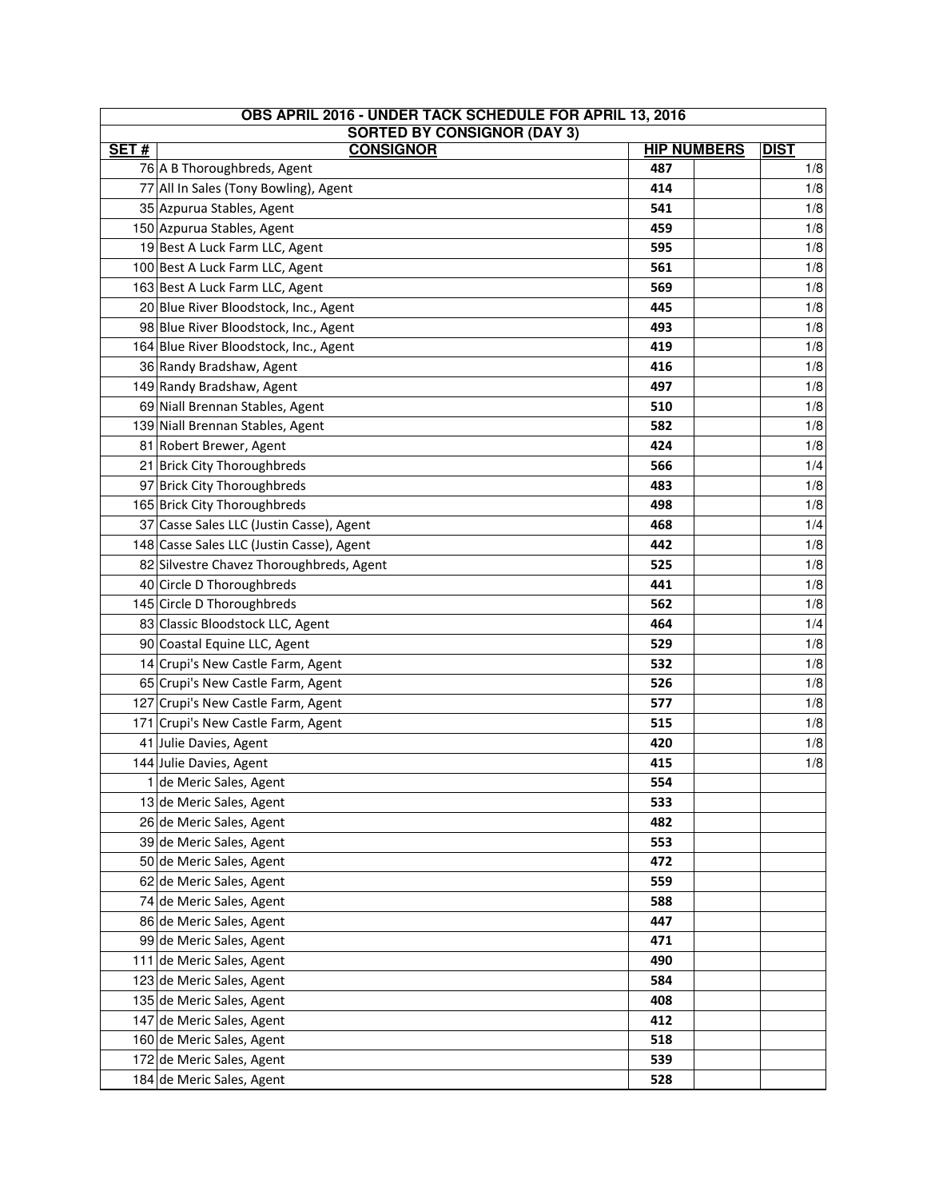| OBS APRIL 2016 - UNDER TACK SCHEDULE FOR APRIL 13, 2016 | | | | |
|---|---|---|---|---|
| SORTED BY CONSIGNOR (DAY 3) | | | | |
| **SET #** | **CONSIGNOR** | **HIP NUMBERS** | | **DIST** |
| 76 | A B Thoroughbreds, Agent | **487** | | 1/8 |
| 77 | All In Sales (Tony Bowling), Agent | **414** | | 1/8 |
| 35 | Azpurua Stables, Agent | **541** | | 1/8 |
| 150 | Azpurua Stables, Agent | **459** | | 1/8 |
| 19 | Best A Luck Farm LLC, Agent | **595** | | 1/8 |
| 100 | Best A Luck Farm LLC, Agent | **561** | | 1/8 |
| 163 | Best A Luck Farm LLC, Agent | **569** | | 1/8 |
| 20 | Blue River Bloodstock, Inc., Agent | **445** | | 1/8 |
| 98 | Blue River Bloodstock, Inc., Agent | **493** | | 1/8 |
| 164 | Blue River Bloodstock, Inc., Agent | **419** | | 1/8 |
| 36 | Randy Bradshaw, Agent | **416** | | 1/8 |
| 149 | Randy Bradshaw, Agent | **497** | | 1/8 |
| 69 | Niall Brennan Stables, Agent | **510** | | 1/8 |
| 139 | Niall Brennan Stables, Agent | **582** | | 1/8 |
| 81 | Robert Brewer, Agent | **424** | | 1/8 |
| 21 | Brick City Thoroughbreds | **566** | | 1/4 |
| 97 | Brick City Thoroughbreds | **483** | | 1/8 |
| 165 | Brick City Thoroughbreds | **498** | | 1/8 |
| 37 | Casse Sales LLC (Justin Casse), Agent | **468** | | 1/4 |
| 148 | Casse Sales LLC (Justin Casse), Agent | **442** | | 1/8 |
| 82 | Silvestre Chavez Thoroughbreds, Agent | **525** | | 1/8 |
| 40 | Circle D Thoroughbreds | **441** | | 1/8 |
| 145 | Circle D Thoroughbreds | **562** | | 1/8 |
| 83 | Classic Bloodstock LLC, Agent | **464** | | 1/4 |
| 90 | Coastal Equine LLC, Agent | **529** | | 1/8 |
| 14 | Crupi's New Castle Farm, Agent | **532** | | 1/8 |
| 65 | Crupi's New Castle Farm, Agent | **526** | | 1/8 |
| 127 | Crupi's New Castle Farm, Agent | **577** | | 1/8 |
| 171 | Crupi's New Castle Farm, Agent | **515** | | 1/8 |
| 41 | Julie Davies, Agent | **420** | | 1/8 |
| 144 | Julie Davies, Agent | **415** | | 1/8 |
| 1 | de Meric Sales, Agent | **554** | | |
| 13 | de Meric Sales, Agent | **533** | | |
| 26 | de Meric Sales, Agent | **482** | | |
| 39 | de Meric Sales, Agent | **553** | | |
| 50 | de Meric Sales, Agent | **472** | | |
| 62 | de Meric Sales, Agent | **559** | | |
| 74 | de Meric Sales, Agent | **588** | | |
| 86 | de Meric Sales, Agent | **447** | | |
| 99 | de Meric Sales, Agent | **471** | | |
| 111 | de Meric Sales, Agent | **490** | | |
| 123 | de Meric Sales, Agent | **584** | | |
| 135 | de Meric Sales, Agent | **408** | | |
| 147 | de Meric Sales, Agent | **412** | | |
| 160 | de Meric Sales, Agent | **518** | | |
| 172 | de Meric Sales, Agent | **539** | | |
| 184 | de Meric Sales, Agent | **528** | | |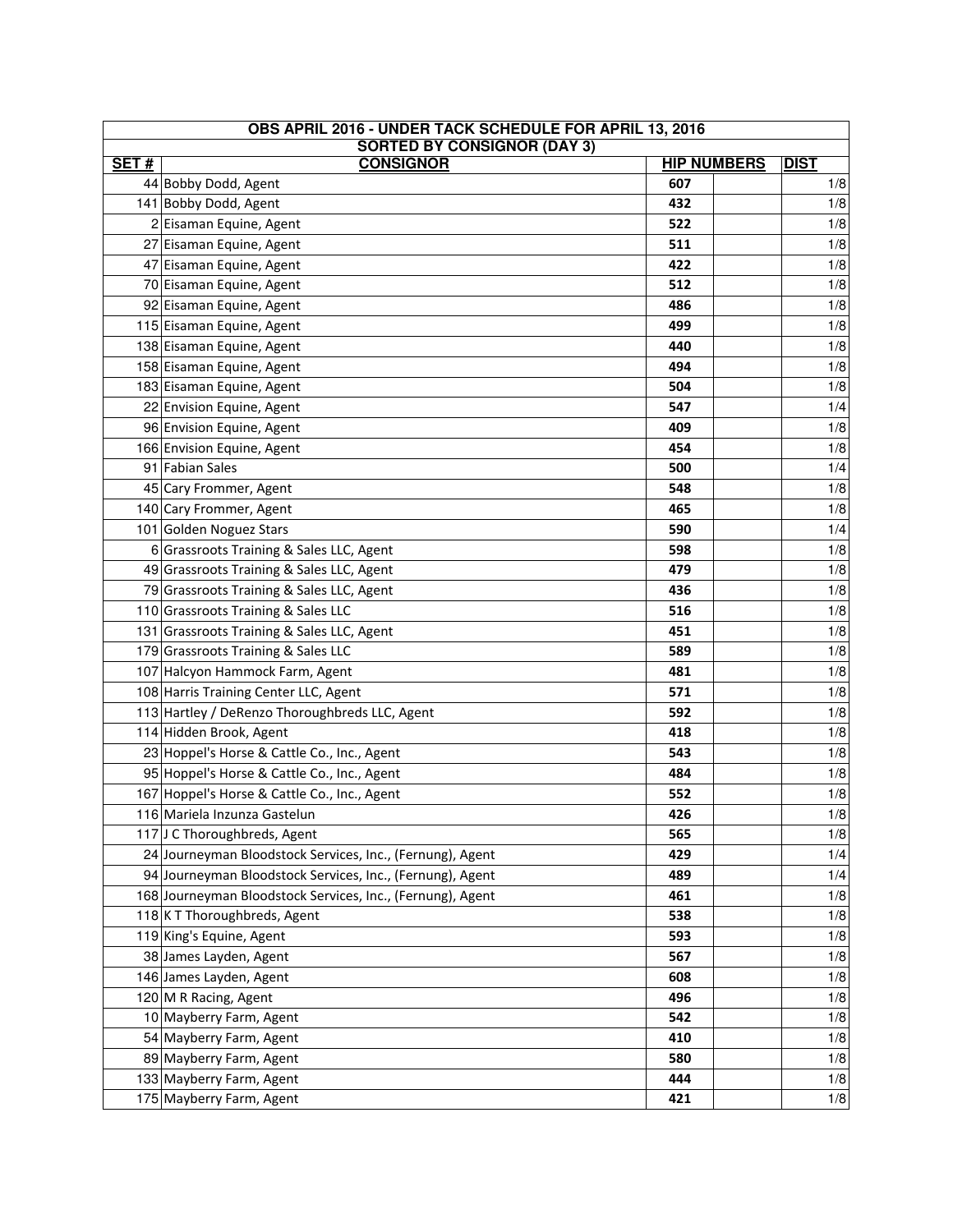| OBS APRIL 2016 - UNDER TACK SCHEDULE FOR APRIL 13, 2016 | | | | |
|---|---|---|---|---|
| SORTED BY CONSIGNOR (DAY 3) | | | | |
| **SET #** | **CONSIGNOR** | **HIP NUMBERS** | | **DIST** |
| 44 | Bobby Dodd, Agent | **607** | | 1/8 |
| 141 | Bobby Dodd, Agent | **432** | | 1/8 |
| 2 | Eisaman Equine, Agent | **522** | | 1/8 |
| 27 | Eisaman Equine, Agent | **511** | | 1/8 |
| 47 | Eisaman Equine, Agent | **422** | | 1/8 |
| 70 | Eisaman Equine, Agent | **512** | | 1/8 |
| 92 | Eisaman Equine, Agent | **486** | | 1/8 |
| 115 | Eisaman Equine, Agent | **499** | | 1/8 |
| 138 | Eisaman Equine, Agent | **440** | | 1/8 |
| 158 | Eisaman Equine, Agent | **494** | | 1/8 |
| 183 | Eisaman Equine, Agent | **504** | | 1/8 |
| 22 | Envision Equine, Agent | **547** | | 1/4 |
| 96 | Envision Equine, Agent | **409** | | 1/8 |
| 166 | Envision Equine, Agent | **454** | | 1/8 |
| 91 | Fabian Sales | **500** | | 1/4 |
| 45 | Cary Frommer, Agent | **548** | | 1/8 |
| 140 | Cary Frommer, Agent | **465** | | 1/8 |
| 101 | Golden Noguez Stars | **590** | | 1/4 |
| 6 | Grassroots Training & Sales LLC, Agent | **598** | | 1/8 |
| 49 | Grassroots Training & Sales LLC, Agent | **479** | | 1/8 |
| 79 | Grassroots Training & Sales LLC, Agent | **436** | | 1/8 |
| 110 | Grassroots Training & Sales LLC | **516** | | 1/8 |
| 131 | Grassroots Training & Sales LLC, Agent | **451** | | 1/8 |
| 179 | Grassroots Training & Sales LLC | **589** | | 1/8 |
| 107 | Halcyon Hammock Farm, Agent | **481** | | 1/8 |
| 108 | Harris Training Center LLC, Agent | **571** | | 1/8 |
| 113 | Hartley / DeRenzo Thoroughbreds LLC, Agent | **592** | | 1/8 |
| 114 | Hidden Brook, Agent | **418** | | 1/8 |
| 23 | Hoppel's Horse & Cattle Co., Inc., Agent | **543** | | 1/8 |
| 95 | Hoppel's Horse & Cattle Co., Inc., Agent | **484** | | 1/8 |
| 167 | Hoppel's Horse & Cattle Co., Inc., Agent | **552** | | 1/8 |
| 116 | Mariela Inzunza Gastelun | **426** | | 1/8 |
| 117 | J C Thoroughbreds, Agent | **565** | | 1/8 |
| 24 | Journeyman Bloodstock Services, Inc., (Fernung), Agent | **429** | | 1/4 |
| 94 | Journeyman Bloodstock Services, Inc., (Fernung), Agent | **489** | | 1/4 |
| 168 | Journeyman Bloodstock Services, Inc., (Fernung), Agent | **461** | | 1/8 |
| 118 | K T Thoroughbreds, Agent | **538** | | 1/8 |
| 119 | King's Equine, Agent | **593** | | 1/8 |
| 38 | James Layden, Agent | **567** | | 1/8 |
| 146 | James Layden, Agent | **608** | | 1/8 |
| 120 | M R Racing, Agent | **496** | | 1/8 |
| 10 | Mayberry Farm, Agent | **542** | | 1/8 |
| 54 | Mayberry Farm, Agent | **410** | | 1/8 |
| 89 | Mayberry Farm, Agent | **580** | | 1/8 |
| 133 | Mayberry Farm, Agent | **444** | | 1/8 |
| 175 | Mayberry Farm, Agent | **421** | | 1/8 |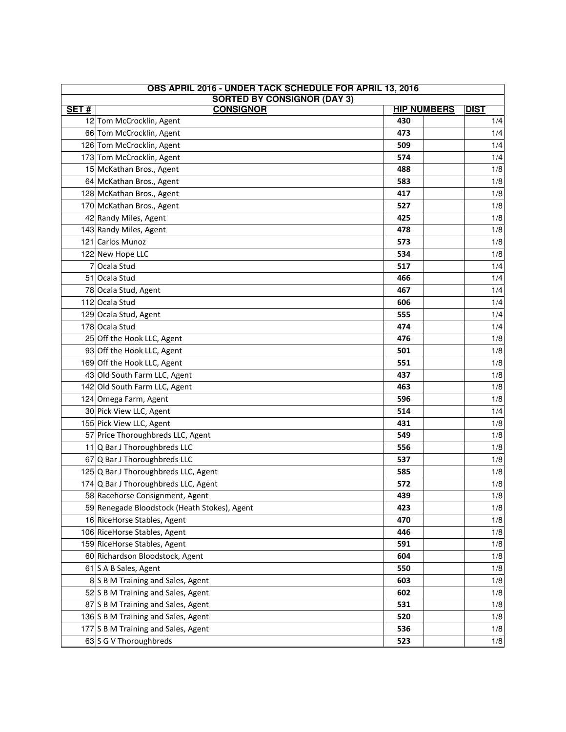| OBS APRIL 2016 - UNDER TACK SCHEDULE FOR APRIL 13, 2016 | | | | |
|---|---|---|---|---|
| **SORTED BY CONSIGNOR (DAY 3)** | | | | |
| **SET #** | **CONSIGNOR** | **HIP NUMBERS** | | **DIST** |
| 12 | Tom McCrocklin, Agent | **430** | | 1/4 |
| 66 | Tom McCrocklin, Agent | **473** | | 1/4 |
| 126 | Tom McCrocklin, Agent | **509** | | 1/4 |
| 173 | Tom McCrocklin, Agent | **574** | | 1/4 |
| 15 | McKathan Bros., Agent | **488** | | 1/8 |
| 64 | McKathan Bros., Agent | **583** | | 1/8 |
| 128 | McKathan Bros., Agent | **417** | | 1/8 |
| 170 | McKathan Bros., Agent | **527** | | 1/8 |
| 42 | Randy Miles, Agent | **425** | | 1/8 |
| 143 | Randy Miles, Agent | **478** | | 1/8 |
| 121 | Carlos Munoz | **573** | | 1/8 |
| 122 | New Hope LLC | **534** | | 1/8 |
| 7 | Ocala Stud | **517** | | 1/4 |
| 51 | Ocala Stud | **466** | | 1/4 |
| 78 | Ocala Stud, Agent | **467** | | 1/4 |
| 112 | Ocala Stud | **606** | | 1/4 |
| 129 | Ocala Stud, Agent | **555** | | 1/4 |
| 178 | Ocala Stud | **474** | | 1/4 |
| 25 | Off the Hook LLC, Agent | **476** | | 1/8 |
| 93 | Off the Hook LLC, Agent | **501** | | 1/8 |
| 169 | Off the Hook LLC, Agent | **551** | | 1/8 |
| 43 | Old South Farm LLC, Agent | **437** | | 1/8 |
| 142 | Old South Farm LLC, Agent | **463** | | 1/8 |
| 124 | Omega Farm, Agent | **596** | | 1/8 |
| 30 | Pick View LLC, Agent | **514** | | 1/4 |
| 155 | Pick View LLC, Agent | **431** | | 1/8 |
| 57 | Price Thoroughbreds LLC, Agent | **549** | | 1/8 |
| 11 | Q Bar J Thoroughbreds LLC | **556** | | 1/8 |
| 67 | Q Bar J Thoroughbreds LLC | **537** | | 1/8 |
| 125 | Q Bar J Thoroughbreds LLC, Agent | **585** | | 1/8 |
| 174 | Q Bar J Thoroughbreds LLC, Agent | **572** | | 1/8 |
| 58 | Racehorse Consignment, Agent | **439** | | 1/8 |
| 59 | Renegade Bloodstock (Heath Stokes), Agent | **423** | | 1/8 |
| 16 | RiceHorse Stables, Agent | **470** | | 1/8 |
| 106 | RiceHorse Stables, Agent | **446** | | 1/8 |
| 159 | RiceHorse Stables, Agent | **591** | | 1/8 |
| 60 | Richardson Bloodstock, Agent | **604** | | 1/8 |
| 61 | S A B Sales, Agent | **550** | | 1/8 |
| 8 | S B M Training and Sales, Agent | **603** | | 1/8 |
| 52 | S B M Training and Sales, Agent | **602** | | 1/8 |
| 87 | S B M Training and Sales, Agent | **531** | | 1/8 |
| 136 | S B M Training and Sales, Agent | **520** | | 1/8 |
| 177 | S B M Training and Sales, Agent | **536** | | 1/8 |
| 63 | S G V Thoroughbreds | **523** | | 1/8 |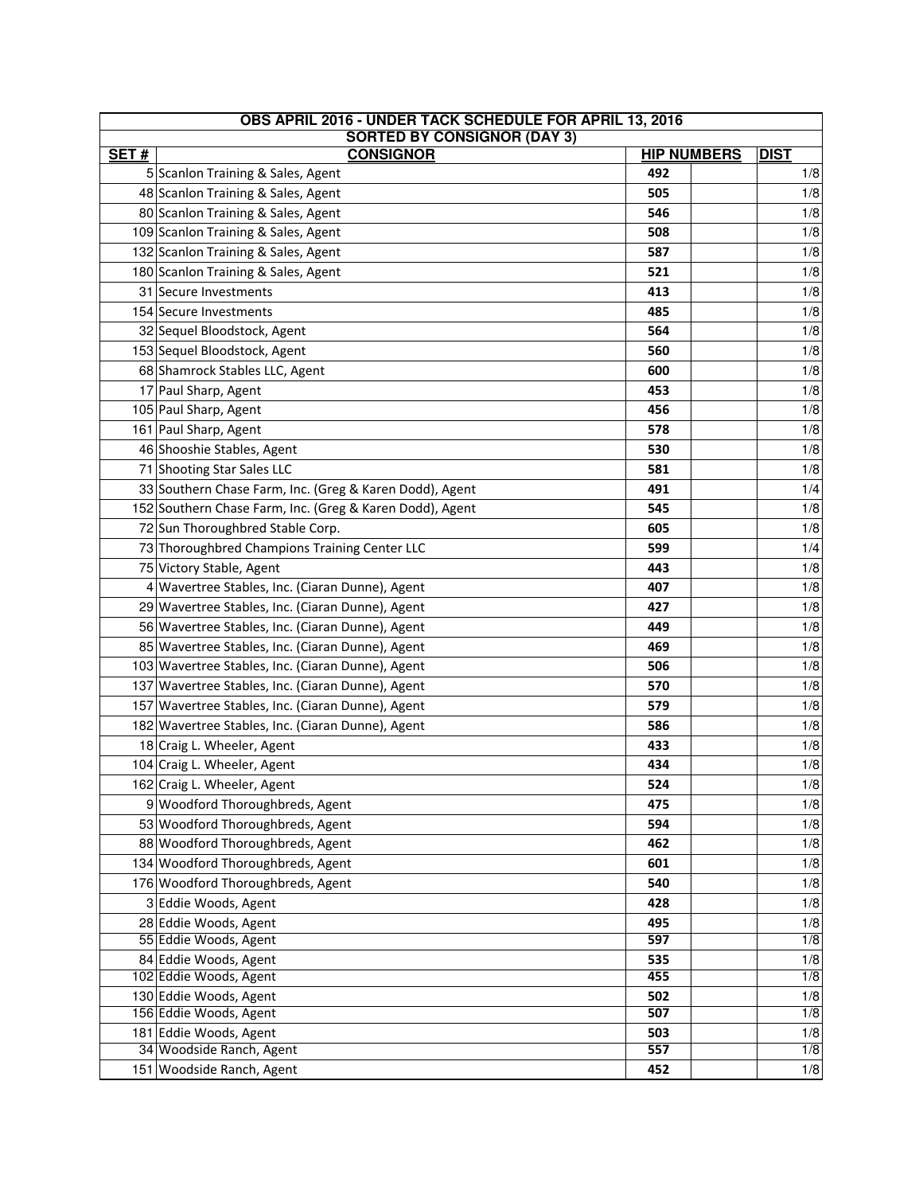| OBS APRIL 2016 - UNDER TACK SCHEDULE FOR APRIL 13, 2016 | | | | |
|---|---|---|---|---|
| SORTED BY CONSIGNOR (DAY 3) | | | | |
| **SET #** | **CONSIGNOR** | **HIP NUMBERS** | | **DIST** |
| 5 | Scanlon Training & Sales, Agent | **492** | | 1/8 |
| 48 | Scanlon Training & Sales, Agent | **505** | | 1/8 |
| 80 | Scanlon Training & Sales, Agent | **546** | | 1/8 |
| 109 | Scanlon Training & Sales, Agent | **508** | | 1/8 |
| 132 | Scanlon Training & Sales, Agent | **587** | | 1/8 |
| 180 | Scanlon Training & Sales, Agent | **521** | | 1/8 |
| 31 | Secure Investments | **413** | | 1/8 |
| 154 | Secure Investments | **485** | | 1/8 |
| 32 | Sequel Bloodstock, Agent | **564** | | 1/8 |
| 153 | Sequel Bloodstock, Agent | **560** | | 1/8 |
| 68 | Shamrock Stables LLC, Agent | **600** | | 1/8 |
| 17 | Paul Sharp, Agent | **453** | | 1/8 |
| 105 | Paul Sharp, Agent | **456** | | 1/8 |
| 161 | Paul Sharp, Agent | **578** | | 1/8 |
| 46 | Shooshie Stables, Agent | **530** | | 1/8 |
| 71 | Shooting Star Sales LLC | **581** | | 1/8 |
| 33 | Southern Chase Farm, Inc. (Greg & Karen Dodd), Agent | **491** | | 1/4 |
| 152 | Southern Chase Farm, Inc. (Greg & Karen Dodd), Agent | **545** | | 1/8 |
| 72 | Sun Thoroughbred Stable Corp. | **605** | | 1/8 |
| 73 | Thoroughbred Champions Training Center LLC | **599** | | 1/4 |
| 75 | Victory Stable, Agent | **443** | | 1/8 |
| 4 | Wavertree Stables, Inc. (Ciaran Dunne), Agent | **407** | | 1/8 |
| 29 | Wavertree Stables, Inc. (Ciaran Dunne), Agent | **427** | | 1/8 |
| 56 | Wavertree Stables, Inc. (Ciaran Dunne), Agent | **449** | | 1/8 |
| 85 | Wavertree Stables, Inc. (Ciaran Dunne), Agent | **469** | | 1/8 |
| 103 | Wavertree Stables, Inc. (Ciaran Dunne), Agent | **506** | | 1/8 |
| 137 | Wavertree Stables, Inc. (Ciaran Dunne), Agent | **570** | | 1/8 |
| 157 | Wavertree Stables, Inc. (Ciaran Dunne), Agent | **579** | | 1/8 |
| 182 | Wavertree Stables, Inc. (Ciaran Dunne), Agent | **586** | | 1/8 |
| 18 | Craig L. Wheeler, Agent | **433** | | 1/8 |
| 104 | Craig L. Wheeler, Agent | **434** | | 1/8 |
| 162 | Craig L. Wheeler, Agent | **524** | | 1/8 |
| 9 | Woodford Thoroughbreds, Agent | **475** | | 1/8 |
| 53 | Woodford Thoroughbreds, Agent | **594** | | 1/8 |
| 88 | Woodford Thoroughbreds, Agent | **462** | | 1/8 |
| 134 | Woodford Thoroughbreds, Agent | **601** | | 1/8 |
| 176 | Woodford Thoroughbreds, Agent | **540** | | 1/8 |
| 3 | Eddie Woods, Agent | **428** | | 1/8 |
| 28 | Eddie Woods, Agent | **495** | | 1/8 |
| 55 | Eddie Woods, Agent | **597** | | 1/8 |
| 84 | Eddie Woods, Agent | **535** | | 1/8 |
| 102 | Eddie Woods, Agent | **455** | | 1/8 |
| 130 | Eddie Woods, Agent | **502** | | 1/8 |
| 156 | Eddie Woods, Agent | **507** | | 1/8 |
| 181 | Eddie Woods, Agent | **503** | | 1/8 |
| 34 | Woodside Ranch, Agent | **557** | | 1/8 |
| 151 | Woodside Ranch, Agent | **452** | | 1/8 |